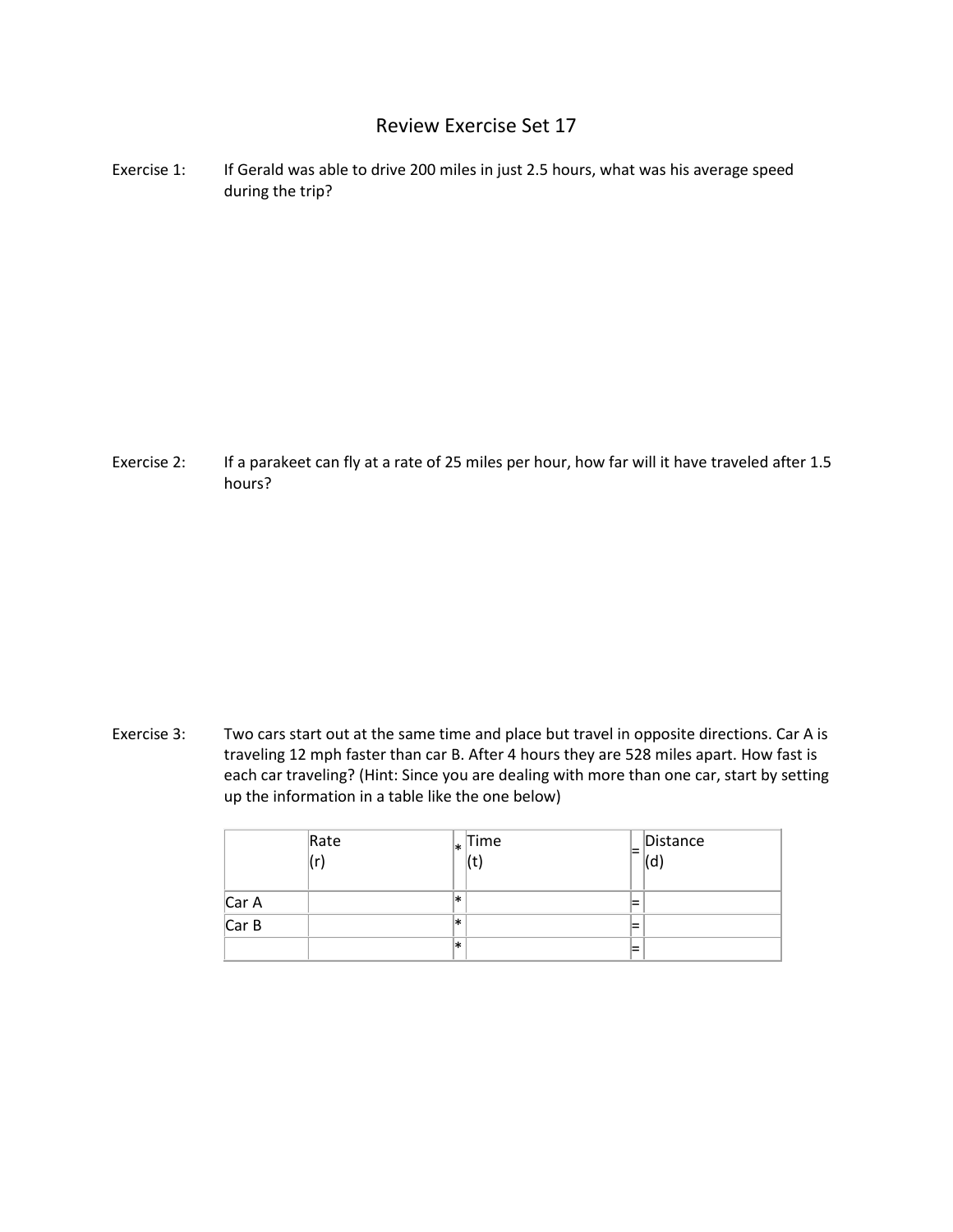# Review Exercise Set 17

Exercise 1: If Gerald was able to drive 200 miles in just 2.5 hours, what was his average speed during the trip?

Exercise 2: If a parakeet can fly at a rate of 25 miles per hour, how far will it have traveled after 1.5 hours?

Exercise 3: Two cars start out at the same time and place but travel in opposite directions. Car A is traveling 12 mph faster than car B. After 4 hours they are 528 miles apart. How fast is each car traveling? (Hint: Since you are dealing with more than one car, start by setting up the information in a table like the one below)

| | Rate (r) | * | Time (t) | = | Distance (d) |
|---|---|---|---|---|---|
| Car A | | * | | = | |
| Car B | | * | | = | |
| | | * | | = | |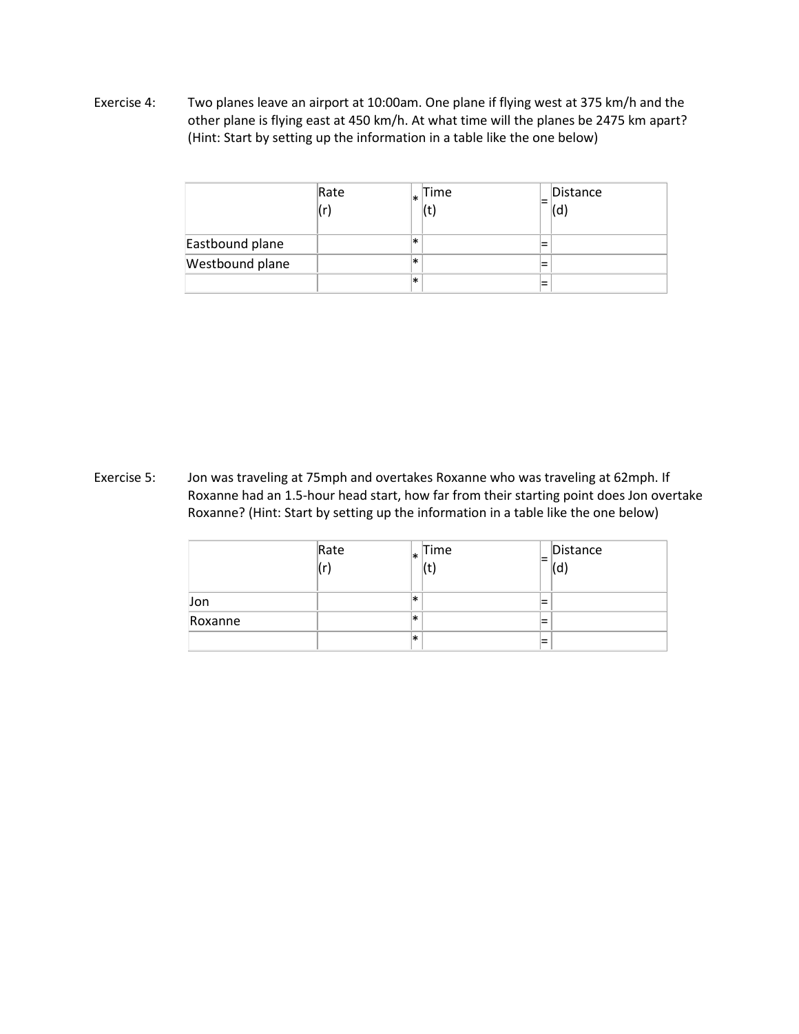Exercise 4: Two planes leave an airport at 10:00am. One plane if flying west at 375 km/h and the other plane is flying east at 450 km/h. At what time will the planes be 2475 km apart? (Hint: Start by setting up the information in a table like the one below)

| | Rate (r) | * | Time (t) | = | Distance (d) |
|---|---|---|---|---|---|
| Eastbound plane | | * | | = | |
| Westbound plane | | * | | = | |
| | | * | | = | |

Exercise 5: Jon was traveling at 75mph and overtakes Roxanne who was traveling at 62mph. If Roxanne had an 1.5-hour head start, how far from their starting point does Jon overtake Roxanne? (Hint: Start by setting up the information in a table like the one below)

| | Rate (r) | * | Time (t) | = | Distance (d) |
|---|---|---|---|---|---|
| Jon | | * | | = | |
| Roxanne | | * | | = | |
| | | * | | = | |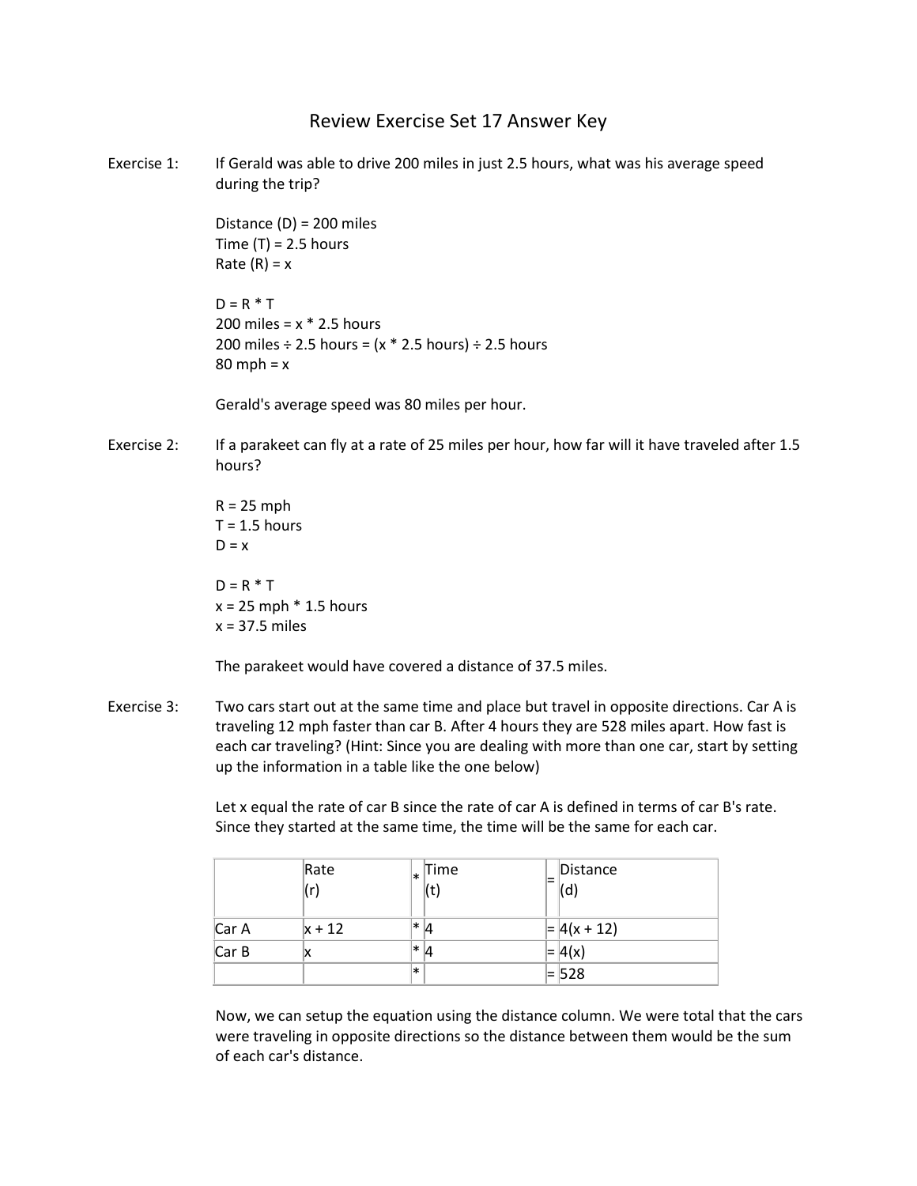# Review Exercise Set 17 Answer Key

Exercise 1: If Gerald was able to drive 200 miles in just 2.5 hours, what was his average speed during the trip?

Distance (D) = 200 miles
Time (T) = 2.5 hours
Rate (R) = x

D = R * T
200 miles = x * 2.5 hours
200 miles ÷ 2.5 hours = (x * 2.5 hours) ÷ 2.5 hours
80 mph = x

Gerald's average speed was 80 miles per hour.

Exercise 2: If a parakeet can fly at a rate of 25 miles per hour, how far will it have traveled after 1.5 hours?

R = 25 mph
T = 1.5 hours
D = x

D = R * T
x = 25 mph * 1.5 hours
x = 37.5 miles

The parakeet would have covered a distance of 37.5 miles.

Exercise 3: Two cars start out at the same time and place but travel in opposite directions. Car A is traveling 12 mph faster than car B. After 4 hours they are 528 miles apart. How fast is each car traveling? (Hint: Since you are dealing with more than one car, start by setting up the information in a table like the one below)

Let x equal the rate of car B since the rate of car A is defined in terms of car B's rate. Since they started at the same time, the time will be the same for each car.

| | Rate (r) | * | Time (t) | = | Distance (d) |
|---|---|---|---|---|---|
| Car A | x + 12 | * | 4 | = | 4(x + 12) |
| Car B | x | * | 4 | = | 4(x) |
| | | * | | = | 528 |

Now, we can setup the equation using the distance column. We were total that the cars were traveling in opposite directions so the distance between them would be the sum of each car's distance.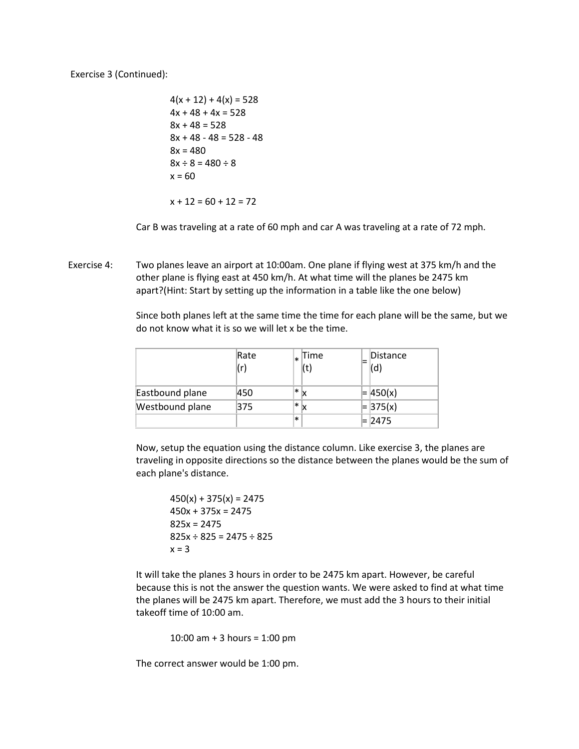Exercise 3 (Continued):

$$4(x + 12) + 4(x) = 528$$
$$4x + 48 + 4x = 528$$
$$8x + 48 = 528$$
$$8x + 48 - 48 = 528 - 48$$
$$8x = 480$$
$$8x \div 8 = 480 \div 8$$
$$x = 60$$

$$x + 12 = 60 + 12 = 72$$

Car B was traveling at a rate of 60 mph and car A was traveling at a rate of 72 mph.

Exercise 4: Two planes leave an airport at 10:00am. One plane if flying west at 375 km/h and the other plane is flying east at 450 km/h. At what time will the planes be 2475 km apart?(Hint: Start by setting up the information in a table like the one below)

Since both planes left at the same time the time for each plane will be the same, but we do not know what it is so we will let x be the time.

| | Rate (r) | * | Time (t) | = | Distance (d) |
|---|---|---|---|---|---|
| Eastbound plane | 450 | * | x | = | 450(x) |
| Westbound plane | 375 | * | x | = | 375(x) |
| | | * | | = | 2475 |

Now, setup the equation using the distance column. Like exercise 3, the planes are traveling in opposite directions so the distance between the planes would be the sum of each plane's distance.

$$450(x) + 375(x) = 2475$$
$$450x + 375x = 2475$$
$$825x = 2475$$
$$825x \div 825 = 2475 \div 825$$
$$x = 3$$

It will take the planes 3 hours in order to be 2475 km apart. However, be careful because this is not the answer the question wants. We were asked to find at what time the planes will be 2475 km apart. Therefore, we must add the 3 hours to their initial takeoff time of 10:00 am.

10:00 am + 3 hours = 1:00 pm

The correct answer would be 1:00 pm.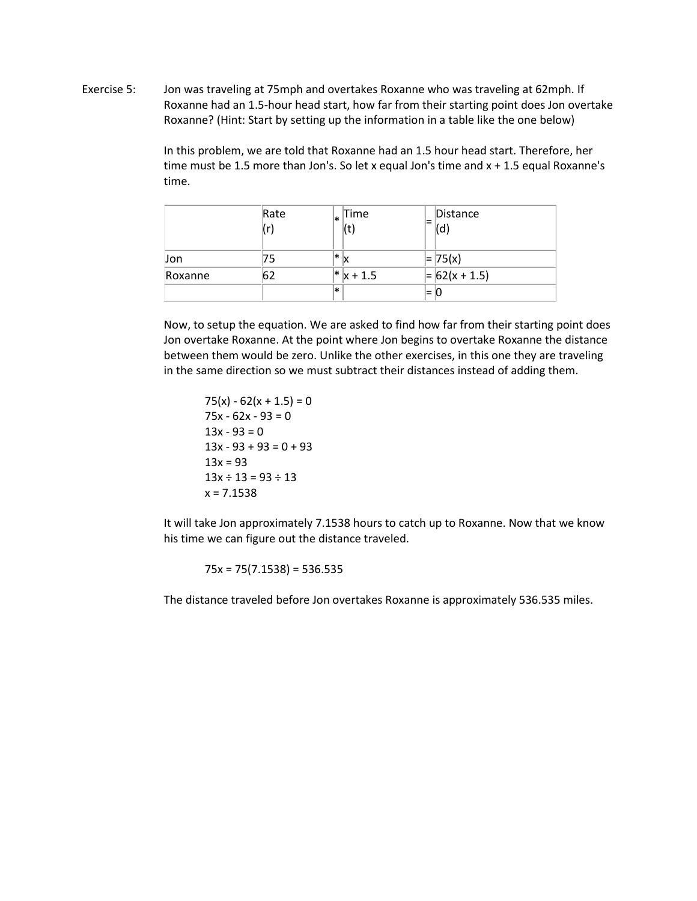Exercise 5: Jon was traveling at 75mph and overtakes Roxanne who was traveling at 62mph. If Roxanne had an 1.5-hour head start, how far from their starting point does Jon overtake Roxanne? (Hint: Start by setting up the information in a table like the one below)

In this problem, we are told that Roxanne had an 1.5 hour head start. Therefore, her time must be 1.5 more than Jon's. So let x equal Jon's time and x + 1.5 equal Roxanne's time.

| | Rate (r) | * | Time (t) | = | Distance (d) |
|---|---|---|---|---|---|
| Jon | 75 | * | x | = | 75(x) |
| Roxanne | 62 | * | x + 1.5 | = | 62(x + 1.5) |
| | | * | | = | 0 |

Now, to setup the equation. We are asked to find how far from their starting point does Jon overtake Roxanne. At the point where Jon begins to overtake Roxanne the distance between them would be zero. Unlike the other exercises, in this one they are traveling in the same direction so we must subtract their distances instead of adding them.

$$75(x) - 62(x + 1.5) = 0$$
$$75x - 62x - 93 = 0$$
$$13x - 93 = 0$$
$$13x - 93 + 93 = 0 + 93$$
$$13x = 93$$
$$13x \div 13 = 93 \div 13$$
$$x = 7.1538$$

It will take Jon approximately 7.1538 hours to catch up to Roxanne. Now that we know his time we can figure out the distance traveled.

$$75x = 75(7.1538) = 536.535$$

The distance traveled before Jon overtakes Roxanne is approximately 536.535 miles.